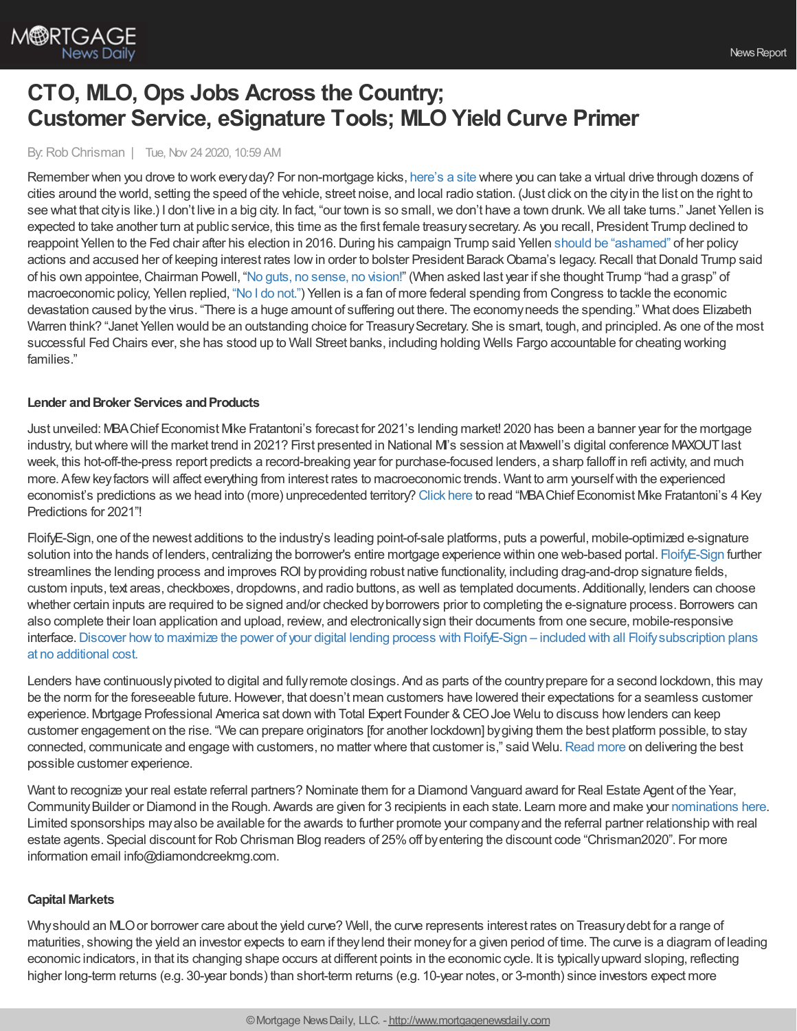# CTO, MLO, Ops Jobs Across the Country; Customer Service, eSignature Tools; MLO Yield Curve Primer

By: Rob Chrisman | Tue, Nov 24 2020, 10:59 AM

Remember when you drove to work every day? For non-mortgage kicks, here's a site where you can take a virtual drive through dozens of cities around the world, setting the speed of the vehicle, street noise, and local radio station. (Just click on the city in the list on the right to see what that city is like.) I don't live in a big city. In fact, "our town is so small, we don't have a town drunk. We all take turns." Janet Yellen is expected to take another turn at public service, this time as the first female treasury secretary. As you recall, President Trump declined to reappoint Yellen to the Fed chair after his election in 2016. During his campaign Trump said Yellen should be "ashamed" of her policy actions and accused her of keeping interest rates low in order to bolster President Barack Obama's legacy. Recall that Donald Trump said of his own appointee, Chairman Powell, "No guts, no sense, no vision!" (When asked last year if she thought Trump "had a grasp" of macroeconomic policy, Yellen replied, "No I do not.") Yellen is a fan of more federal spending from Congress to tackle the economic devastation caused by the virus. "There is a huge amount of suffering out there. The economy needs the spending." What does Elizabeth Warren think? "Janet Yellen would be an outstanding choice for Treasury Secretary. She is smart, tough, and principled. As one of the most successful Fed Chairs ever, she has stood up to Wall Street banks, including holding Wells Fargo accountable for cheating working families."

**Lender and Broker Services and Products**

Just unveiled: MBA Chief Economist Mike Fratantoni's forecast for 2021's lending market! 2020 has been a banner year for the mortgage industry, but where will the market trend in 2021? First presented in National MI's session at Maxwell's digital conference MAXOUT last week, this hot-off-the-press report predicts a record-breaking year for purchase-focused lenders, a sharp falloff in refi activity, and much more. A few key factors will affect everything from interest rates to macroeconomic trends. Want to arm yourself with the experienced economist's predictions as we head into (more) unprecedented territory? Click here to read "MBA Chief Economist Mike Fratantoni's 4 Key Predictions for 2021"!

Floify E-Sign, one of the newest additions to the industry's leading point-of-sale platforms, puts a powerful, mobile-optimized e-signature solution into the hands of lenders, centralizing the borrower's entire mortgage experience within one web-based portal. Floify E-Sign further streamlines the lending process and improves ROI by providing robust native functionality, including drag-and-drop signature fields, custom inputs, text areas, checkboxes, dropdowns, and radio buttons, as well as templated documents. Additionally, lenders can choose whether certain inputs are required to be signed and/or checked by borrowers prior to completing the e-signature process. Borrowers can also complete their loan application and upload, review, and electronically sign their documents from one secure, mobile-responsive interface. Discover how to maximize the power of your digital lending process with Floify E-Sign – included with all Floify subscription plans at no additional cost.

Lenders have continuously pivoted to digital and fully remote closings. And as parts of the country prepare for a second lockdown, this may be the norm for the foreseeable future. However, that doesn't mean customers have lowered their expectations for a seamless customer experience. Mortgage Professional America sat down with Total Expert Founder & CEO Joe Welu to discuss how lenders can keep customer engagement on the rise. "We can prepare originators [for another lockdown] by giving them the best platform possible, to stay connected, communicate and engage with customers, no matter where that customer is," said Welu. Read more on delivering the best possible customer experience.

Want to recognize your real estate referral partners? Nominate them for a Diamond Vanguard award for Real Estate Agent of the Year, Community Builder or Diamond in the Rough. Awards are given for 3 recipients in each state. Learn more and make your nominations here. Limited sponsorships may also be available for the awards to further promote your company and the referral partner relationship with real estate agents. Special discount for Rob Chrisman Blog readers of 25% off by entering the discount code "Chrisman2020". For more information email info@diamondcreekmg.com.

**Capital Markets**

Why should an MLO or borrower care about the yield curve? Well, the curve represents interest rates on Treasury debt for a range of maturities, showing the yield an investor expects to earn if they lend their money for a given period of time. The curve is a diagram of leading economic indicators, in that its changing shape occurs at different points in the economic cycle. It is typically upward sloping, reflecting higher long-term returns (e.g. 30-year bonds) than short-term returns (e.g. 10-year notes, or 3-month) since investors expect more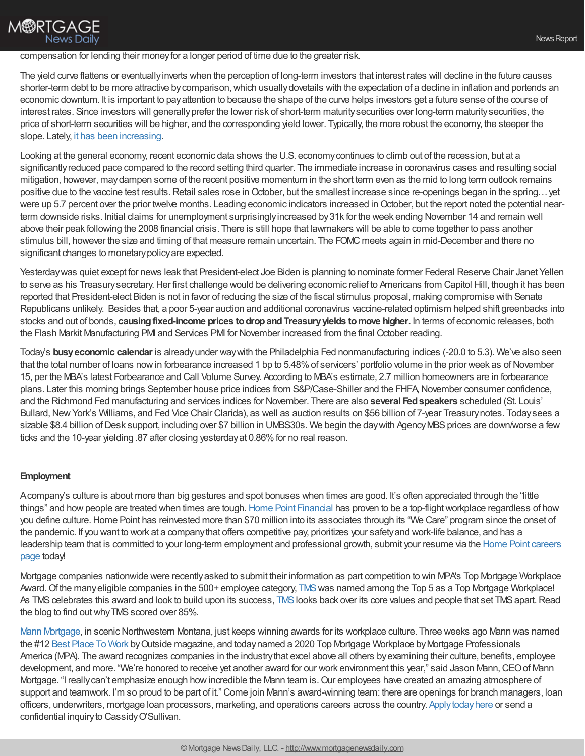compensation for lending their money for a longer period of time due to the greater risk.

The yield curve flattens or eventually inverts when the perception of long-term investors that interest rates will decline in the future causes shorter-term debt to be more attractive by comparison, which usually dovetails with the expectation of a decline in inflation and portends an economic downturn. It is important to pay attention to because the shape of the curve helps investors get a future sense of the course of interest rates. Since investors will generally prefer the lower risk of short-term maturity securities over long-term maturity securities, the price of short-term securities will be higher, and the corresponding yield lower. Typically, the more robust the economy, the steeper the slope. Lately, it has been increasing.

Looking at the general economy, recent economic data shows the U.S. economy continues to climb out of the recession, but at a significantly reduced pace compared to the record setting third quarter. The immediate increase in coronavirus cases and resulting social mitigation, however, may dampen some of the recent positive momentum in the short term even as the mid to long term outlook remains positive due to the vaccine test results. Retail sales rose in October, but the smallest increase since re-openings began in the spring… yet were up 5.7 percent over the prior twelve months. Leading economic indicators increased in October, but the report noted the potential near-term downside risks. Initial claims for unemployment surprisingly increased by 31k for the week ending November 14 and remain well above their peak following the 2008 financial crisis. There is still hope that lawmakers will be able to come together to pass another stimulus bill, however the size and timing of that measure remain uncertain. The FOMC meets again in mid-December and there no significant changes to monetary policy are expected.

Yesterday was quiet except for news leak that President-elect Joe Biden is planning to nominate former Federal Reserve Chair Janet Yellen to serve as his Treasury secretary. Her first challenge would be delivering economic relief to Americans from Capitol Hill, though it has been reported that President-elect Biden is not in favor of reducing the size of the fiscal stimulus proposal, making compromise with Senate Republicans unlikely. Besides that, a poor 5-year auction and additional coronavirus vaccine-related optimism helped shift greenbacks into stocks and out of bonds, **causing fixed-income prices to drop and Treasury yields to move higher.** In terms of economic releases, both the Flash Markit Manufacturing PMI and Services PMI for November increased from the final October reading.

Today's **busy economic calendar** is already under way with the Philadelphia Fed nonmanufacturing indices (-20.0 to 5.3). We've also seen that the total number of loans now in forbearance increased 1 bp to 5.48% of servicers' portfolio volume in the prior week as of November 15, per the MBA's latest Forbearance and Call Volume Survey. According to MBA's estimate, 2.7 million homeowners are in forbearance plans. Later this morning brings September house price indices from S&P/Case-Shiller and the FHFA, November consumer confidence, and the Richmond Fed manufacturing and services indices for November. There are also **several Fed speakers** scheduled (St. Louis' Bullard, New York's Williams, and Fed Vice Chair Clarida), as well as auction results on $56 billion of 7-year Treasury notes. Today sees a sizable $8.4 billion of Desk support, including over $7 billion in UMBS30s. We begin the day with Agency MBS prices are down/worse a few ticks and the 10-year yielding .87 after closing yesterday at 0.86% for no real reason.

**Employment**

A company's culture is about more than big gestures and spot bonuses when times are good. It's often appreciated through the "little things" and how people are treated when times are tough. Home Point Financial has proven to be a top-flight workplace regardless of how you define culture. Home Point has reinvested more than $70 million into its associates through its "We Care" program since the onset of the pandemic. If you want to work at a company that offers competitive pay, prioritizes your safety and work-life balance, and has a leadership team that is committed to your long-term employment and professional growth, submit your resume via the Home Point careers page today!

Mortgage companies nationwide were recently asked to submit their information as part competition to win MPA's Top Mortgage Workplace Award. Of the many eligible companies in the 500+ employee category, TMS was named among the Top 5 as a Top Mortgage Workplace! As TMS celebrates this award and look to build upon its success, TMS looks back over its core values and people that set TMS apart. Read the blog to find out why TMS scored over 85%.

Mann Mortgage, in scenic Northwestern Montana, just keeps winning awards for its workplace culture. Three weeks ago Mann was named the #12 Best Place To Work by Outside magazine, and today named a 2020 Top Mortgage Workplace by Mortgage Professionals America (MPA). The award recognizes companies in the industry that excel above all others by examining their culture, benefits, employee development, and more. "We're honored to receive yet another award for our work environment this year," said Jason Mann, CEO of Mann Mortgage. "I really can't emphasize enough how incredible the Mann team is. Our employees have created an amazing atmosphere of support and teamwork. I'm so proud to be part of it." Come join Mann's award-winning team: there are openings for branch managers, loan officers, underwriters, mortgage loan processors, marketing, and operations careers across the country. Apply today here or send a confidential inquiry to Cassidy O'Sullivan.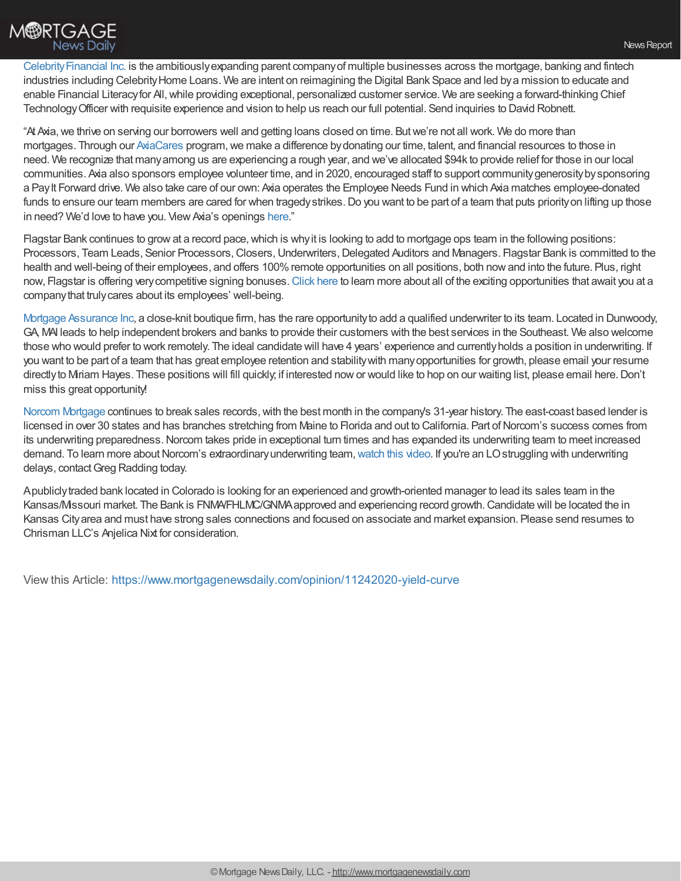Celebrity Financial Inc. is the ambitiously expanding parent company of multiple businesses across the mortgage, banking and fintech industries including Celebrity Home Loans. We are intent on reimagining the Digital Bank Space and led by a mission to educate and enable Financial Literacy for All, while providing exceptional, personalized customer service. We are seeking a forward-thinking Chief Technology Officer with requisite experience and vision to help us reach our full potential. Send inquiries to David Robnett.

"At Axia, we thrive on serving our borrowers well and getting loans closed on time. But we're not all work. We do more than mortgages. Through our AxiaCares program, we make a difference by donating our time, talent, and financial resources to those in need. We recognize that many among us are experiencing a rough year, and we've allocated $94k to provide relief for those in our local communities. Axia also sponsors employee volunteer time, and in 2020, encouraged staff to support community generosity by sponsoring a Pay It Forward drive. We also take care of our own: Axia operates the Employee Needs Fund in which Axia matches employee-donated funds to ensure our team members are cared for when tragedy strikes. Do you want to be part of a team that puts priority on lifting up those in need? We'd love to have you. View Axia's openings here."

Flagstar Bank continues to grow at a record pace, which is why it is looking to add to mortgage ops team in the following positions: Processors, Team Leads, Senior Processors, Closers, Underwriters, Delegated Auditors and Managers. Flagstar Bank is committed to the health and well-being of their employees, and offers 100% remote opportunities on all positions, both now and into the future. Plus, right now, Flagstar is offering very competitive signing bonuses. Click here to learn more about all of the exciting opportunities that await you at a company that truly cares about its employees' well-being.

Mortgage Assurance Inc, a close-knit boutique firm, has the rare opportunity to add a qualified underwriter to its team. Located in Dunwoody, GA, MAI leads to help independent brokers and banks to provide their customers with the best services in the Southeast. We also welcome those who would prefer to work remotely. The ideal candidate will have 4 years' experience and currently holds a position in underwriting. If you want to be part of a team that has great employee retention and stability with many opportunities for growth, please email your resume directly to Miriam Hayes. These positions will fill quickly; if interested now or would like to hop on our waiting list, please email here. Don't miss this great opportunity!

Norcom Mortgage continues to break sales records, with the best month in the company's 31-year history. The east-coast based lender is licensed in over 30 states and has branches stretching from Maine to Florida and out to California. Part of Norcom's success comes from its underwriting preparedness. Norcom takes pride in exceptional turn times and has expanded its underwriting team to meet increased demand. To learn more about Norcom's extraordinary underwriting team, watch this video. If you're an LO struggling with underwriting delays, contact Greg Radding today.

A publicly traded bank located in Colorado is looking for an experienced and growth-oriented manager to lead its sales team in the Kansas/Missouri market. The Bank is FNMA/FHLMC/GNMA approved and experiencing record growth. Candidate will be located the in Kansas City area and must have strong sales connections and focused on associate and market expansion. Please send resumes to Chrisman LLC's Anjelica Nixt for consideration.

View this Article: https://www.mortgagenewsdaily.com/opinion/11242020-yield-curve